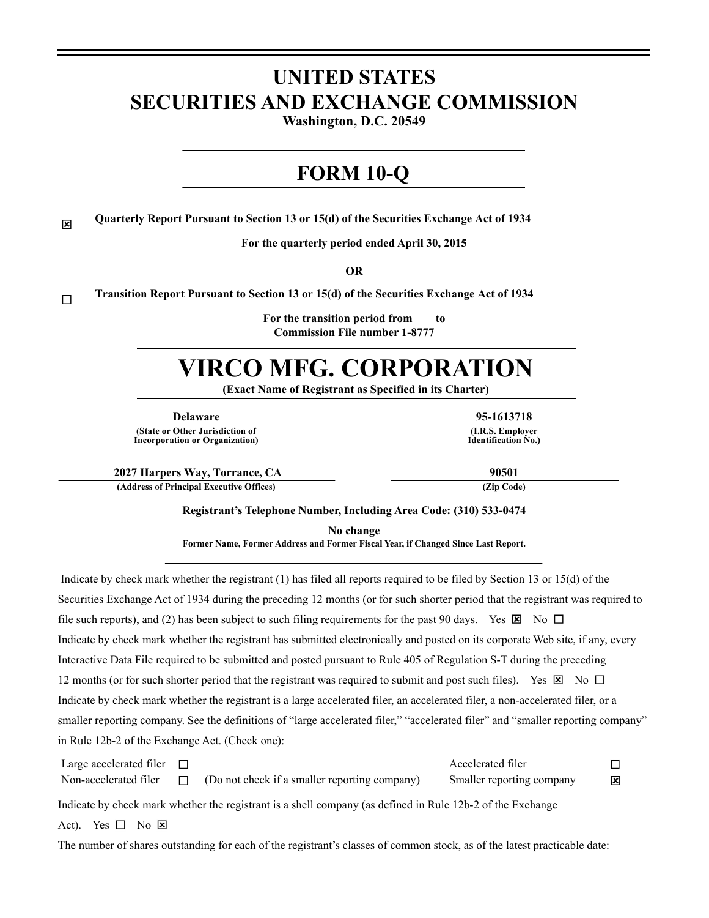# UNITED STATES
# SECURITIES AND EXCHANGE COMMISSION

**Washington, D.C. 20549**

# FORM 10-Q

☒ **Quarterly Report Pursuant to Section 13 or 15(d) of the Securities Exchange Act of 1934**

**For the quarterly period ended April 30, 2015**

**OR**

☐ **Transition Report Pursuant to Section 13 or 15(d) of the Securities Exchange Act of 1934**

**For the transition period from to**
**Commission File number 1-8777**

# VIRCO MFG. CORPORATION

**(Exact Name of Registrant as Specified in its Charter)**

| **Delaware** | **95-1613718** |
|---|---|
| **(State or Other Jurisdiction of Incorporation or Organization)** | **(I.R.S. Employer Identification No.)** |
| **2027 Harpers Way, Torrance, CA** | **90501** |
| **(Address of Principal Executive Offices)** | **(Zip Code)** |

**Registrant's Telephone Number, Including Area Code: (310) 533-0474**

**No change**
**Former Name, Former Address and Former Fiscal Year, if Changed Since Last Report.**

Indicate by check mark whether the registrant (1) has filed all reports required to be filed by Section 13 or 15(d) of the Securities Exchange Act of 1934 during the preceding 12 months (or for such shorter period that the registrant was required to file such reports), and (2) has been subject to such filing requirements for the past 90 days. Yes ☒ No ☐

Indicate by check mark whether the registrant has submitted electronically and posted on its corporate Web site, if any, every Interactive Data File required to be submitted and posted pursuant to Rule 405 of Regulation S-T during the preceding 12 months (or for such shorter period that the registrant was required to submit and post such files). Yes ☒ No ☐

Indicate by check mark whether the registrant is a large accelerated filer, an accelerated filer, a non-accelerated filer, or a smaller reporting company. See the definitions of "large accelerated filer," "accelerated filer" and "smaller reporting company" in Rule 12b-2 of the Exchange Act. (Check one):

| | | | | |
|---|---|---|---|---|
| Large accelerated filer | ☐ | | Accelerated filer | ☐ |
| Non-accelerated filer | ☐ | (Do not check if a smaller reporting company) | Smaller reporting company | ☒ |

Indicate by check mark whether the registrant is a shell company (as defined in Rule 12b-2 of the Exchange Act). Yes ☐ No ☒

The number of shares outstanding for each of the registrant's classes of common stock, as of the latest practicable date: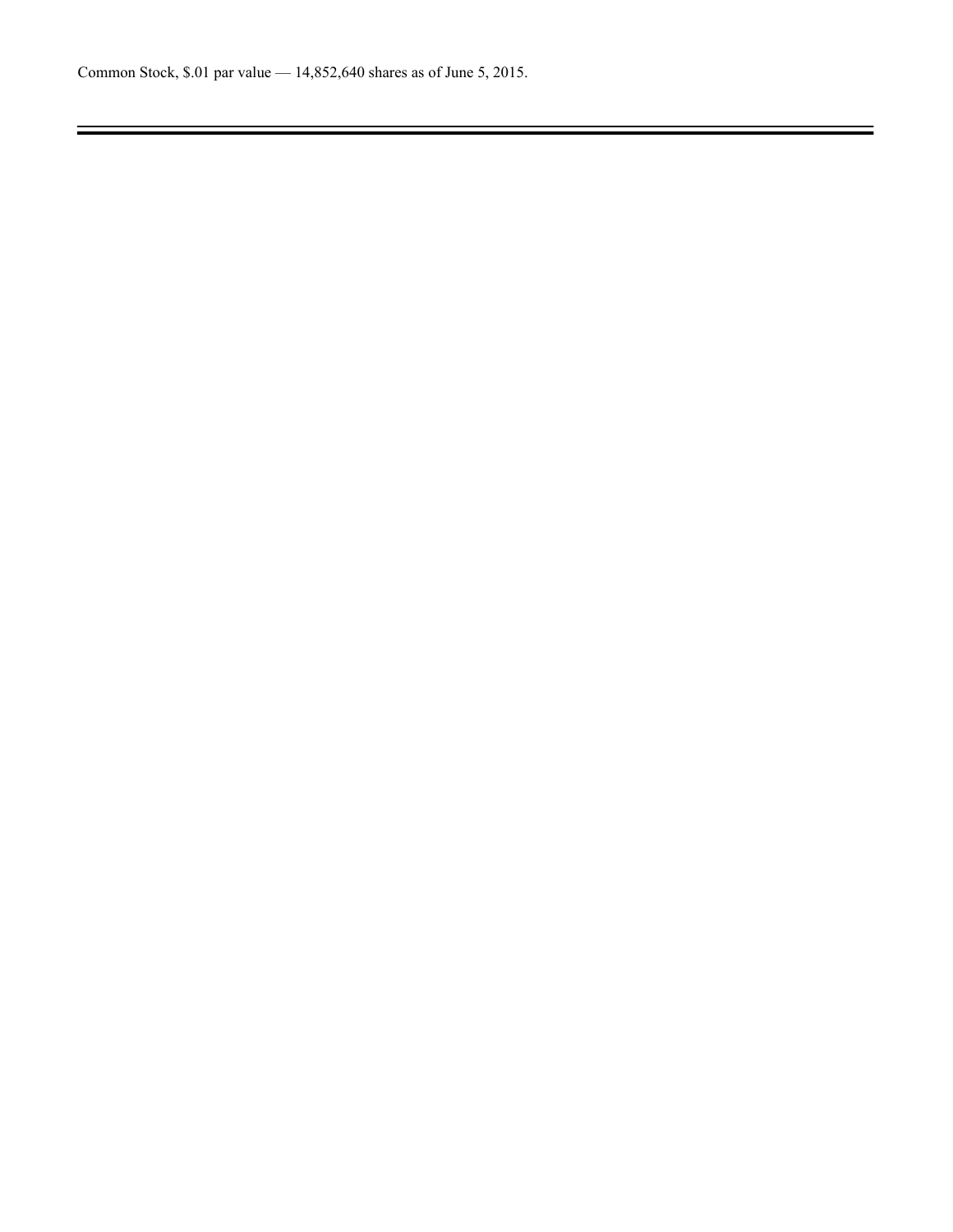Common Stock, $.01 par value — 14,852,640 shares as of June 5, 2015.

---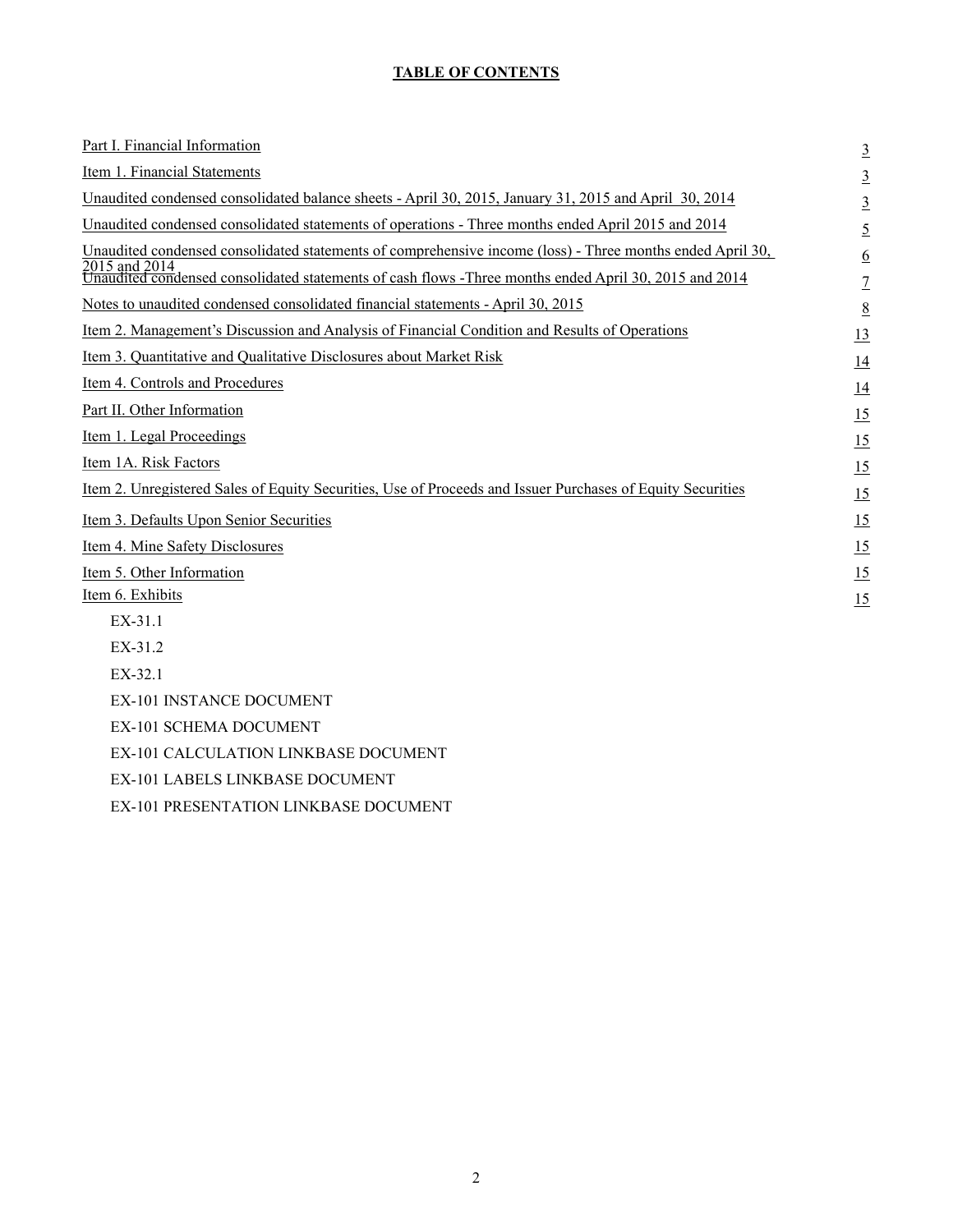**TABLE OF CONTENTS**

| | |
|---|---|
| Part I. Financial Information | 3 |
| Item 1. Financial Statements | 3 |
| Unaudited condensed consolidated balance sheets - April 30, 2015, January 31, 2015 and April 30, 2014 | 3 |
| Unaudited condensed consolidated statements of operations - Three months ended April 2015 and 2014 | 5 |
| Unaudited condensed consolidated statements of comprehensive income (loss) - Three months ended April 30, 2015 and 2014 | 6 |
| Unaudited condensed consolidated statements of cash flows -Three months ended April 30, 2015 and 2014 | 7 |
| Notes to unaudited condensed consolidated financial statements - April 30, 2015 | 8 |
| Item 2. Management's Discussion and Analysis of Financial Condition and Results of Operations | 13 |
| Item 3. Quantitative and Qualitative Disclosures about Market Risk | 14 |
| Item 4. Controls and Procedures | 14 |
| Part II. Other Information | 15 |
| Item 1. Legal Proceedings | 15 |
| Item 1A. Risk Factors | 15 |
| Item 2. Unregistered Sales of Equity Securities, Use of Proceeds and Issuer Purchases of Equity Securities | 15 |
| Item 3. Defaults Upon Senior Securities | 15 |
| Item 4. Mine Safety Disclosures | 15 |
| Item 5. Other Information | 15 |
| Item 6. Exhibits | 15 |

- EX-31.1
- EX-31.2
- EX-32.1
- EX-101 INSTANCE DOCUMENT
- EX-101 SCHEMA DOCUMENT
- EX-101 CALCULATION LINKBASE DOCUMENT
- EX-101 LABELS LINKBASE DOCUMENT
- EX-101 PRESENTATION LINKBASE DOCUMENT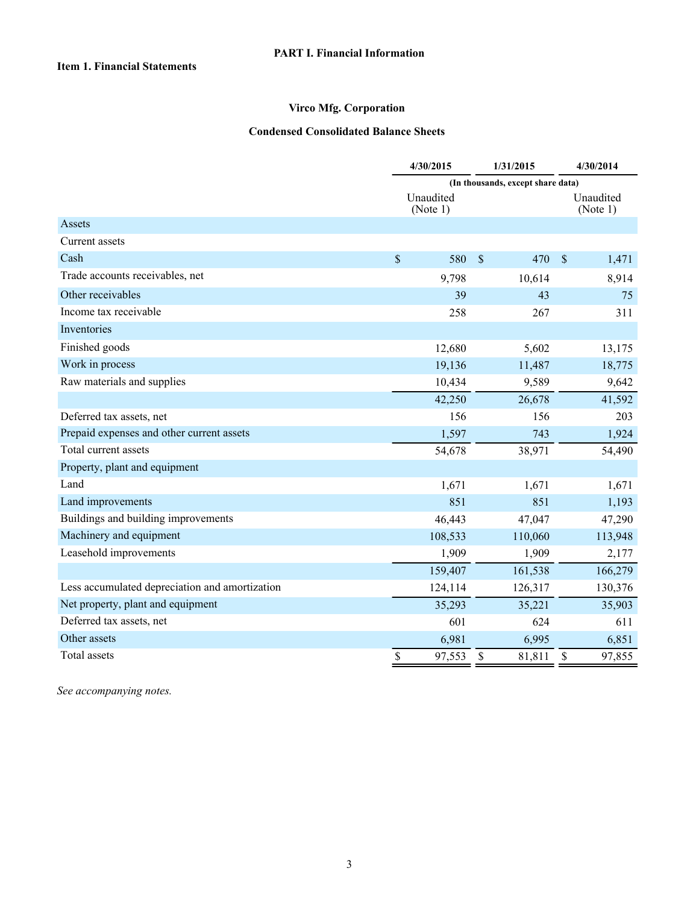## PART I. Financial Information

### Item 1. Financial Statements

### Virco Mfg. Corporation

### Condensed Consolidated Balance Sheets

| | 4/30/2015 | 1/31/2015 | 4/30/2014 |
|---|---|---|---|
| | (In thousands, except share data) | | |
| | Unaudited (Note 1) | | Unaudited (Note 1) |
| Assets | | | |
| Current assets | | | |
| Cash | $ 580 | $ 470 | $ 1,471 |
| Trade accounts receivables, net | 9,798 | 10,614 | 8,914 |
| Other receivables | 39 | 43 | 75 |
| Income tax receivable | 258 | 267 | 311 |
| Inventories | | | |
| Finished goods | 12,680 | 5,602 | 13,175 |
| Work in process | 19,136 | 11,487 | 18,775 |
| Raw materials and supplies | 10,434 | 9,589 | 9,642 |
| | 42,250 | 26,678 | 41,592 |
| Deferred tax assets, net | 156 | 156 | 203 |
| Prepaid expenses and other current assets | 1,597 | 743 | 1,924 |
| Total current assets | 54,678 | 38,971 | 54,490 |
| Property, plant and equipment | | | |
| Land | 1,671 | 1,671 | 1,671 |
| Land improvements | 851 | 851 | 1,193 |
| Buildings and building improvements | 46,443 | 47,047 | 47,290 |
| Machinery and equipment | 108,533 | 110,060 | 113,948 |
| Leasehold improvements | 1,909 | 1,909 | 2,177 |
| | 159,407 | 161,538 | 166,279 |
| Less accumulated depreciation and amortization | 124,114 | 126,317 | 130,376 |
| Net property, plant and equipment | 35,293 | 35,221 | 35,903 |
| Deferred tax assets, net | 601 | 624 | 611 |
| Other assets | 6,981 | 6,995 | 6,851 |
| Total assets | $ 97,553 | $ 81,811 | $ 97,855 |

*See accompanying notes.*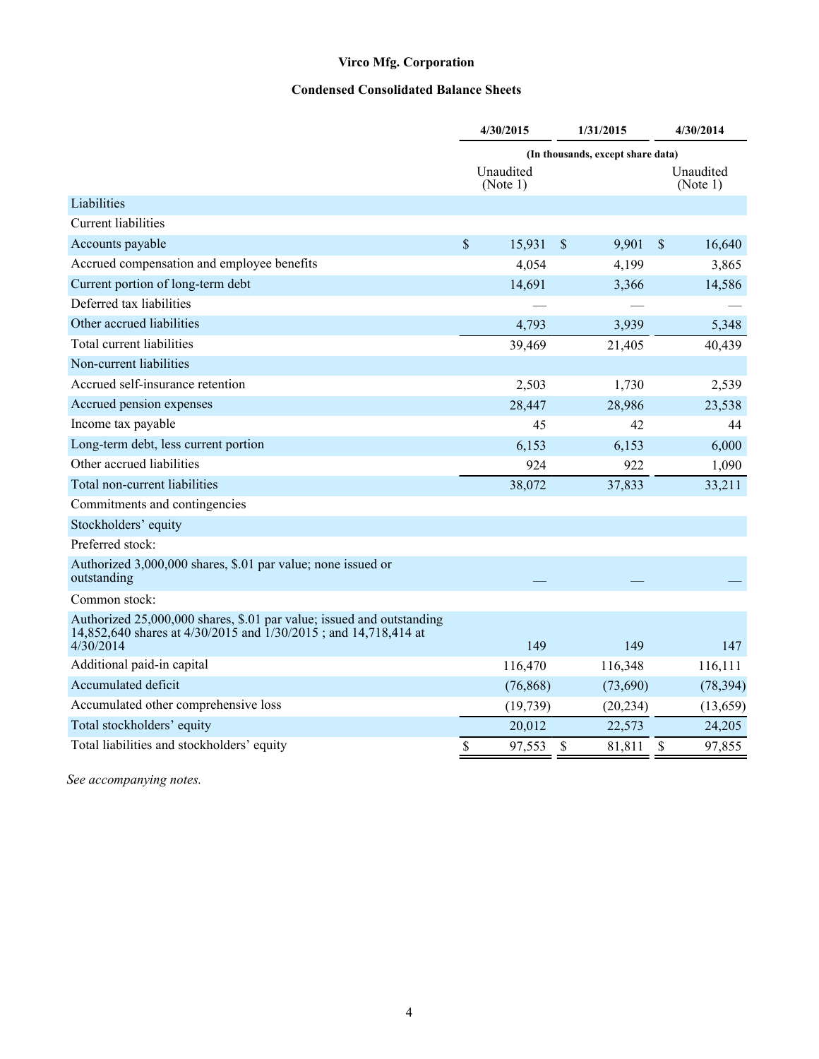# Virco Mfg. Corporation

## Condensed Consolidated Balance Sheets

| | 4/30/2015 | 1/31/2015 | 4/30/2014 |
|---|---|---|---|
| | (In thousands, except share data) | | |
| | Unaudited (Note 1) | | Unaudited (Note 1) |
| Liabilities | | | |
| Current liabilities | | | |
| Accounts payable | $ 15,931 | $ 9,901 | $ 16,640 |
| Accrued compensation and employee benefits | 4,054 | 4,199 | 3,865 |
| Current portion of long-term debt | 14,691 | 3,366 | 14,586 |
| Deferred tax liabilities | — | — | — |
| Other accrued liabilities | 4,793 | 3,939 | 5,348 |
| Total current liabilities | 39,469 | 21,405 | 40,439 |
| Non-current liabilities | | | |
| Accrued self-insurance retention | 2,503 | 1,730 | 2,539 |
| Accrued pension expenses | 28,447 | 28,986 | 23,538 |
| Income tax payable | 45 | 42 | 44 |
| Long-term debt, less current portion | 6,153 | 6,153 | 6,000 |
| Other accrued liabilities | 924 | 922 | 1,090 |
| Total non-current liabilities | 38,072 | 37,833 | 33,211 |
| Commitments and contingencies | | | |
| Stockholders' equity | | | |
| Preferred stock: | | | |
| Authorized 3,000,000 shares, $.01 par value; none issued or outstanding | — | — | — |
| Common stock: | | | |
| Authorized 25,000,000 shares, $.01 par value; issued and outstanding 14,852,640 shares at 4/30/2015 and 1/30/2015 ; and 14,718,414 at 4/30/2014 | 149 | 149 | 147 |
| Additional paid-in capital | 116,470 | 116,348 | 116,111 |
| Accumulated deficit | (76,868) | (73,690) | (78,394) |
| Accumulated other comprehensive loss | (19,739) | (20,234) | (13,659) |
| Total stockholders' equity | 20,012 | 22,573 | 24,205 |
| Total liabilities and stockholders' equity | $ 97,553 | $ 81,811 | $ 97,855 |

*See accompanying notes.*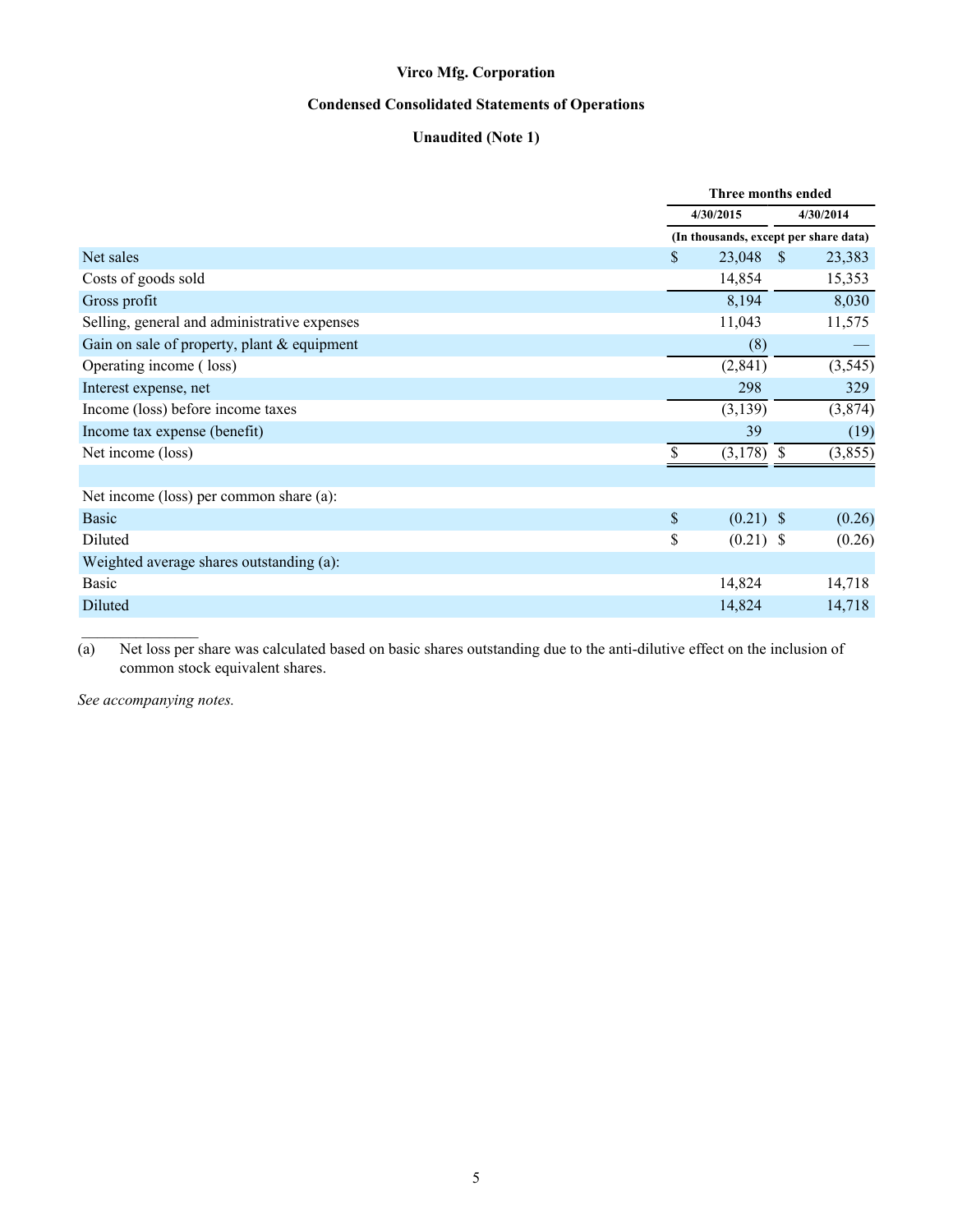# Virco Mfg. Corporation

## Condensed Consolidated Statements of Operations

### Unaudited (Note 1)

| | Three months ended | |
|---|---|---|
| | 4/30/2015 | 4/30/2014 |
| | (In thousands, except per share data) | |
| Net sales | $ 23,048 | $ 23,383 |
| Costs of goods sold | 14,854 | 15,353 |
| Gross profit | 8,194 | 8,030 |
| Selling, general and administrative expenses | 11,043 | 11,575 |
| Gain on sale of property, plant & equipment | (8) | — |
| Operating income ( loss) | (2,841) | (3,545) |
| Interest expense, net | 298 | 329 |
| Income (loss) before income taxes | (3,139) | (3,874) |
| Income tax expense (benefit) | 39 | (19) |
| Net income (loss) | $ (3,178) | $ (3,855) |
| | | |
| Net income (loss) per common share (a): | | |
| Basic | $ (0.21) | $ (0.26) |
| Diluted | $ (0.21) | $ (0.26) |
| Weighted average shares outstanding (a): | | |
| Basic | 14,824 | 14,718 |
| Diluted | 14,824 | 14,718 |

(a) Net loss per share was calculated based on basic shares outstanding due to the anti-dilutive effect on the inclusion of common stock equivalent shares.

*See accompanying notes.*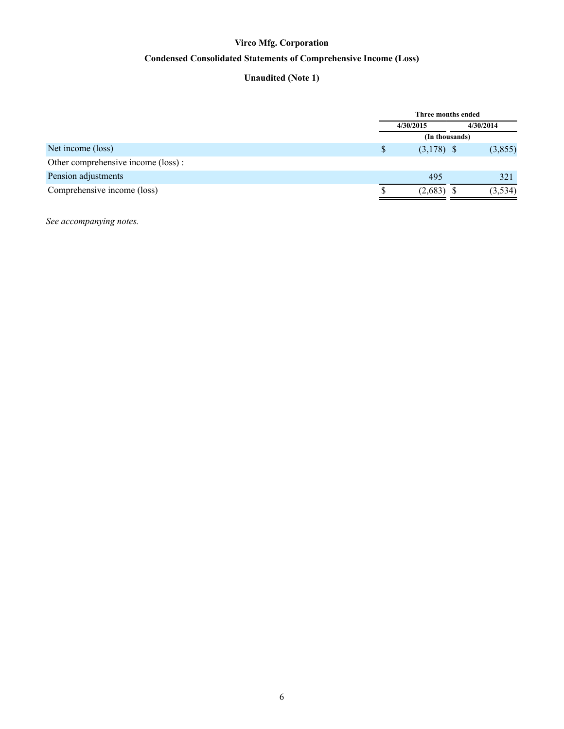# Virco Mfg. Corporation

## Condensed Consolidated Statements of Comprehensive Income (Loss)

### Unaudited (Note 1)

| | Three months ended | |
|---|---|---|
| | 4/30/2015 | 4/30/2014 |
| | (In thousands) | |
| Net income (loss) | $ (3,178) | $ (3,855) |
| Other comprehensive income (loss) : | | |
| Pension adjustments | 495 | 321 |
| Comprehensive income (loss) | $ (2,683) | $ (3,534) |

*See accompanying notes.*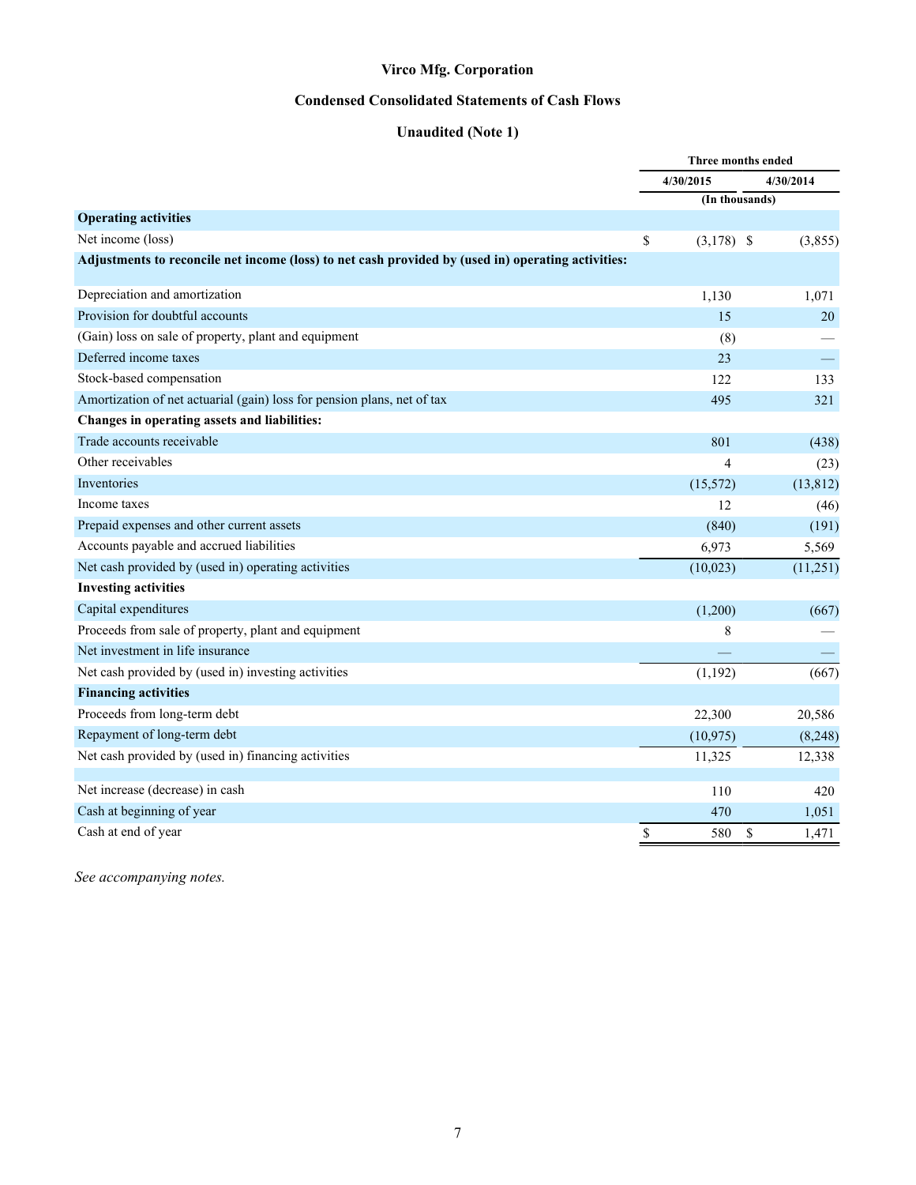# Virco Mfg. Corporation

## Condensed Consolidated Statements of Cash Flows

### Unaudited (Note 1)

| | Three months ended | |
|---|---|---|
| | 4/30/2015 | 4/30/2014 |
| | (In thousands) | |
| **Operating activities** | | |
| Net income (loss) | $ (3,178) | $ (3,855) |
| **Adjustments to reconcile net income (loss) to net cash provided by (used in) operating activities:** | | |
| Depreciation and amortization | 1,130 | 1,071 |
| Provision for doubtful accounts | 15 | 20 |
| (Gain) loss on sale of property, plant and equipment | (8) | — |
| Deferred income taxes | 23 | — |
| Stock-based compensation | 122 | 133 |
| Amortization of net actuarial (gain) loss for pension plans, net of tax | 495 | 321 |
| **Changes in operating assets and liabilities:** | | |
| Trade accounts receivable | 801 | (438) |
| Other receivables | 4 | (23) |
| Inventories | (15,572) | (13,812) |
| Income taxes | 12 | (46) |
| Prepaid expenses and other current assets | (840) | (191) |
| Accounts payable and accrued liabilities | 6,973 | 5,569 |
| Net cash provided by (used in) operating activities | (10,023) | (11,251) |
| **Investing activities** | | |
| Capital expenditures | (1,200) | (667) |
| Proceeds from sale of property, plant and equipment | 8 | — |
| Net investment in life insurance | — | — |
| Net cash provided by (used in) investing activities | (1,192) | (667) |
| **Financing activities** | | |
| Proceeds from long-term debt | 22,300 | 20,586 |
| Repayment of long-term debt | (10,975) | (8,248) |
| Net cash provided by (used in) financing activities | 11,325 | 12,338 |
| | | |
| Net increase (decrease) in cash | 110 | 420 |
| Cash at beginning of year | 470 | 1,051 |
| Cash at end of year | $ 580 | $ 1,471 |

*See accompanying notes.*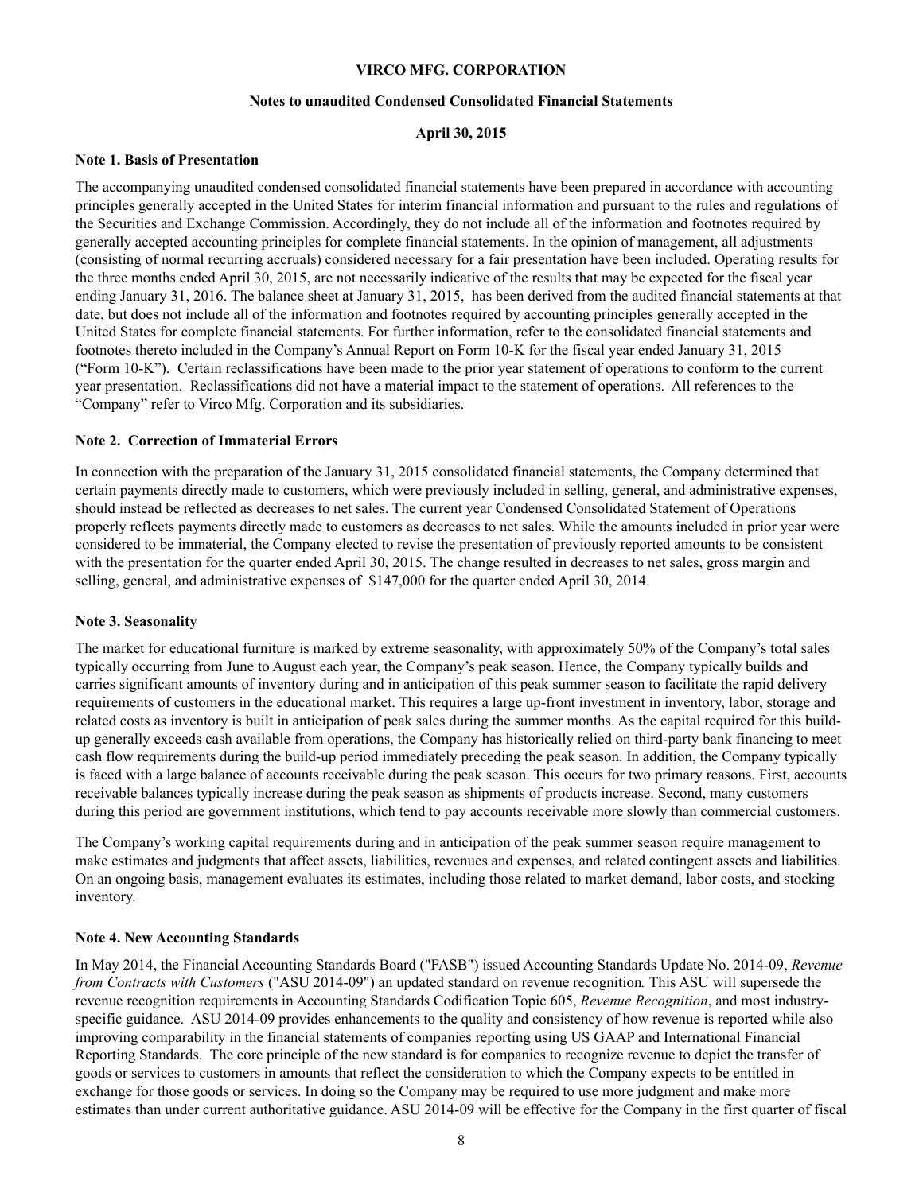**VIRCO MFG. CORPORATION**

**Notes to unaudited Condensed Consolidated Financial Statements**

**April 30, 2015**

**Note 1. Basis of Presentation**

The accompanying unaudited condensed consolidated financial statements have been prepared in accordance with accounting principles generally accepted in the United States for interim financial information and pursuant to the rules and regulations of the Securities and Exchange Commission. Accordingly, they do not include all of the information and footnotes required by generally accepted accounting principles for complete financial statements. In the opinion of management, all adjustments (consisting of normal recurring accruals) considered necessary for a fair presentation have been included. Operating results for the three months ended April 30, 2015, are not necessarily indicative of the results that may be expected for the fiscal year ending January 31, 2016. The balance sheet at January 31, 2015, has been derived from the audited financial statements at that date, but does not include all of the information and footnotes required by accounting principles generally accepted in the United States for complete financial statements. For further information, refer to the consolidated financial statements and footnotes thereto included in the Company's Annual Report on Form 10-K for the fiscal year ended January 31, 2015 ("Form 10-K"). Certain reclassifications have been made to the prior year statement of operations to conform to the current year presentation. Reclassifications did not have a material impact to the statement of operations. All references to the "Company" refer to Virco Mfg. Corporation and its subsidiaries.

**Note 2. Correction of Immaterial Errors**

In connection with the preparation of the January 31, 2015 consolidated financial statements, the Company determined that certain payments directly made to customers, which were previously included in selling, general, and administrative expenses, should instead be reflected as decreases to net sales. The current year Condensed Consolidated Statement of Operations properly reflects payments directly made to customers as decreases to net sales. While the amounts included in prior year were considered to be immaterial, the Company elected to revise the presentation of previously reported amounts to be consistent with the presentation for the quarter ended April 30, 2015. The change resulted in decreases to net sales, gross margin and selling, general, and administrative expenses of $147,000 for the quarter ended April 30, 2014.

**Note 3. Seasonality**

The market for educational furniture is marked by extreme seasonality, with approximately 50% of the Company's total sales typically occurring from June to August each year, the Company's peak season. Hence, the Company typically builds and carries significant amounts of inventory during and in anticipation of this peak summer season to facilitate the rapid delivery requirements of customers in the educational market. This requires a large up-front investment in inventory, labor, storage and related costs as inventory is built in anticipation of peak sales during the summer months. As the capital required for this build-up generally exceeds cash available from operations, the Company has historically relied on third-party bank financing to meet cash flow requirements during the build-up period immediately preceding the peak season. In addition, the Company typically is faced with a large balance of accounts receivable during the peak season. This occurs for two primary reasons. First, accounts receivable balances typically increase during the peak season as shipments of products increase. Second, many customers during this period are government institutions, which tend to pay accounts receivable more slowly than commercial customers.

The Company's working capital requirements during and in anticipation of the peak summer season require management to make estimates and judgments that affect assets, liabilities, revenues and expenses, and related contingent assets and liabilities. On an ongoing basis, management evaluates its estimates, including those related to market demand, labor costs, and stocking inventory.

**Note 4. New Accounting Standards**

In May 2014, the Financial Accounting Standards Board ("FASB") issued Accounting Standards Update No. 2014-09, *Revenue from Contracts with Customers* ("ASU 2014-09") an updated standard on revenue recognition*.* This ASU will supersede the revenue recognition requirements in Accounting Standards Codification Topic 605, *Revenue Recognition*, and most industry-specific guidance. ASU 2014-09 provides enhancements to the quality and consistency of how revenue is reported while also improving comparability in the financial statements of companies reporting using US GAAP and International Financial Reporting Standards. The core principle of the new standard is for companies to recognize revenue to depict the transfer of goods or services to customers in amounts that reflect the consideration to which the Company expects to be entitled in exchange for those goods or services. In doing so the Company may be required to use more judgment and make more estimates than under current authoritative guidance. ASU 2014-09 will be effective for the Company in the first quarter of fiscal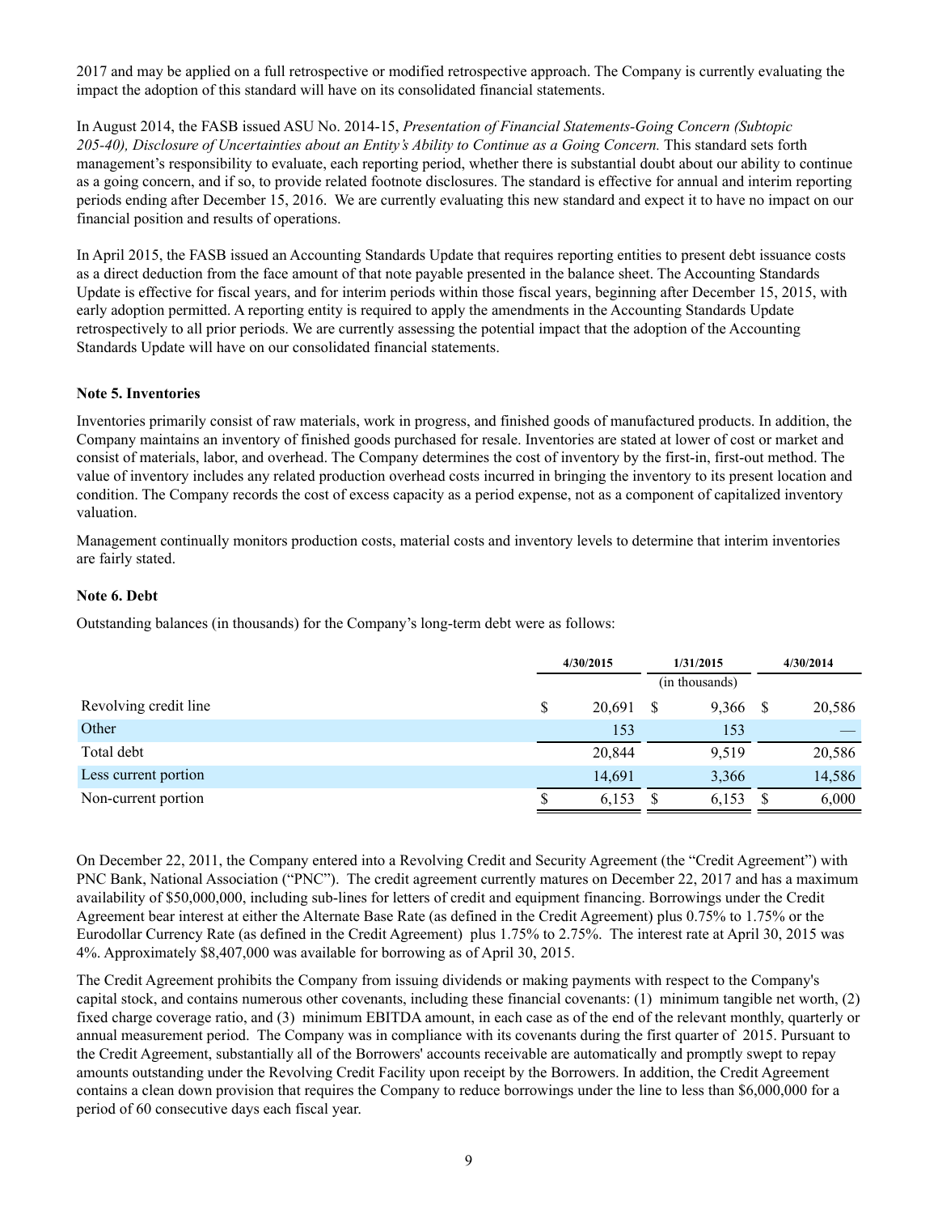2017 and may be applied on a full retrospective or modified retrospective approach. The Company is currently evaluating the impact the adoption of this standard will have on its consolidated financial statements.

In August 2014, the FASB issued ASU No. 2014-15, *Presentation of Financial Statements-Going Concern (Subtopic 205-40), Disclosure of Uncertainties about an Entity's Ability to Continue as a Going Concern.* This standard sets forth management's responsibility to evaluate, each reporting period, whether there is substantial doubt about our ability to continue as a going concern, and if so, to provide related footnote disclosures. The standard is effective for annual and interim reporting periods ending after December 15, 2016. We are currently evaluating this new standard and expect it to have no impact on our financial position and results of operations.

In April 2015, the FASB issued an Accounting Standards Update that requires reporting entities to present debt issuance costs as a direct deduction from the face amount of that note payable presented in the balance sheet. The Accounting Standards Update is effective for fiscal years, and for interim periods within those fiscal years, beginning after December 15, 2015, with early adoption permitted. A reporting entity is required to apply the amendments in the Accounting Standards Update retrospectively to all prior periods. We are currently assessing the potential impact that the adoption of the Accounting Standards Update will have on our consolidated financial statements.

**Note 5. Inventories**

Inventories primarily consist of raw materials, work in progress, and finished goods of manufactured products. In addition, the Company maintains an inventory of finished goods purchased for resale. Inventories are stated at lower of cost or market and consist of materials, labor, and overhead. The Company determines the cost of inventory by the first-in, first-out method. The value of inventory includes any related production overhead costs incurred in bringing the inventory to its present location and condition. The Company records the cost of excess capacity as a period expense, not as a component of capitalized inventory valuation.

Management continually monitors production costs, material costs and inventory levels to determine that interim inventories are fairly stated.

**Note 6. Debt**

Outstanding balances (in thousands) for the Company's long-term debt were as follows:

| | 4/30/2015 | 1/31/2015 | 4/30/2014 |
|---|---|---|---|
| | | (in thousands) | |
| Revolving credit line | $ 20,691 | $ 9,366 | $ 20,586 |
| Other | 153 | 153 | — |
| Total debt | 20,844 | 9,519 | 20,586 |
| Less current portion | 14,691 | 3,366 | 14,586 |
| Non-current portion | $ 6,153 | $ 6,153 | $ 6,000 |

On December 22, 2011, the Company entered into a Revolving Credit and Security Agreement (the "Credit Agreement") with PNC Bank, National Association ("PNC"). The credit agreement currently matures on December 22, 2017 and has a maximum availability of $50,000,000, including sub-lines for letters of credit and equipment financing. Borrowings under the Credit Agreement bear interest at either the Alternate Base Rate (as defined in the Credit Agreement) plus 0.75% to 1.75% or the Eurodollar Currency Rate (as defined in the Credit Agreement) plus 1.75% to 2.75%. The interest rate at April 30, 2015 was 4%. Approximately $8,407,000 was available for borrowing as of April 30, 2015.

The Credit Agreement prohibits the Company from issuing dividends or making payments with respect to the Company's capital stock, and contains numerous other covenants, including these financial covenants: (1) minimum tangible net worth, (2) fixed charge coverage ratio, and (3) minimum EBITDA amount, in each case as of the end of the relevant monthly, quarterly or annual measurement period. The Company was in compliance with its covenants during the first quarter of 2015. Pursuant to the Credit Agreement, substantially all of the Borrowers' accounts receivable are automatically and promptly swept to repay amounts outstanding under the Revolving Credit Facility upon receipt by the Borrowers. In addition, the Credit Agreement contains a clean down provision that requires the Company to reduce borrowings under the line to less than $6,000,000 for a period of 60 consecutive days each fiscal year.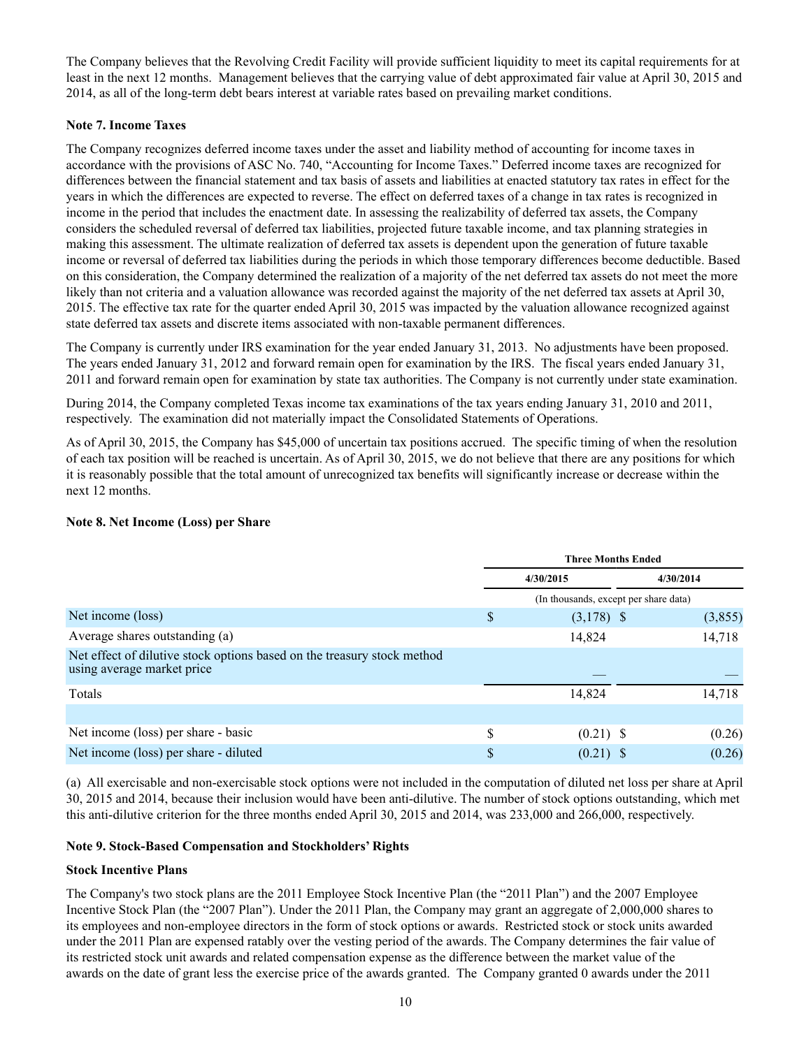The Company believes that the Revolving Credit Facility will provide sufficient liquidity to meet its capital requirements for at least in the next 12 months. Management believes that the carrying value of debt approximated fair value at April 30, 2015 and 2014, as all of the long-term debt bears interest at variable rates based on prevailing market conditions.

**Note 7. Income Taxes**

The Company recognizes deferred income taxes under the asset and liability method of accounting for income taxes in accordance with the provisions of ASC No. 740, "Accounting for Income Taxes." Deferred income taxes are recognized for differences between the financial statement and tax basis of assets and liabilities at enacted statutory tax rates in effect for the years in which the differences are expected to reverse. The effect on deferred taxes of a change in tax rates is recognized in income in the period that includes the enactment date. In assessing the realizability of deferred tax assets, the Company considers the scheduled reversal of deferred tax liabilities, projected future taxable income, and tax planning strategies in making this assessment. The ultimate realization of deferred tax assets is dependent upon the generation of future taxable income or reversal of deferred tax liabilities during the periods in which those temporary differences become deductible. Based on this consideration, the Company determined the realization of a majority of the net deferred tax assets do not meet the more likely than not criteria and a valuation allowance was recorded against the majority of the net deferred tax assets at April 30, 2015. The effective tax rate for the quarter ended April 30, 2015 was impacted by the valuation allowance recognized against state deferred tax assets and discrete items associated with non-taxable permanent differences.

The Company is currently under IRS examination for the year ended January 31, 2013. No adjustments have been proposed. The years ended January 31, 2012 and forward remain open for examination by the IRS. The fiscal years ended January 31, 2011 and forward remain open for examination by state tax authorities. The Company is not currently under state examination.

During 2014, the Company completed Texas income tax examinations of the tax years ending January 31, 2010 and 2011, respectively. The examination did not materially impact the Consolidated Statements of Operations.

As of April 30, 2015, the Company has $45,000 of uncertain tax positions accrued. The specific timing of when the resolution of each tax position will be reached is uncertain. As of April 30, 2015, we do not believe that there are any positions for which it is reasonably possible that the total amount of unrecognized tax benefits will significantly increase or decrease within the next 12 months.

**Note 8. Net Income (Loss) per Share**

| | Three Months Ended | |
|---|---|---|
| | 4/30/2015 | 4/30/2014 |
| | (In thousands, except per share data) | |
| Net income (loss) | $ (3,178) | $ (3,855) |
| Average shares outstanding (a) | 14,824 | 14,718 |
| Net effect of dilutive stock options based on the treasury stock method using average market price | — | — |
| Totals | 14,824 | 14,718 |
| | | |
| Net income (loss) per share - basic | $ (0.21) | $ (0.26) |
| Net income (loss) per share - diluted | $ (0.21) | $ (0.26) |

(a) All exercisable and non-exercisable stock options were not included in the computation of diluted net loss per share at April 30, 2015 and 2014, because their inclusion would have been anti-dilutive. The number of stock options outstanding, which met this anti-dilutive criterion for the three months ended April 30, 2015 and 2014, was 233,000 and 266,000, respectively.

**Note 9. Stock-Based Compensation and Stockholders' Rights**

**Stock Incentive Plans**

The Company's two stock plans are the 2011 Employee Stock Incentive Plan (the "2011 Plan") and the 2007 Employee Incentive Stock Plan (the "2007 Plan"). Under the 2011 Plan, the Company may grant an aggregate of 2,000,000 shares to its employees and non-employee directors in the form of stock options or awards. Restricted stock or stock units awarded under the 2011 Plan are expensed ratably over the vesting period of the awards. The Company determines the fair value of its restricted stock unit awards and related compensation expense as the difference between the market value of the awards on the date of grant less the exercise price of the awards granted. The Company granted 0 awards under the 2011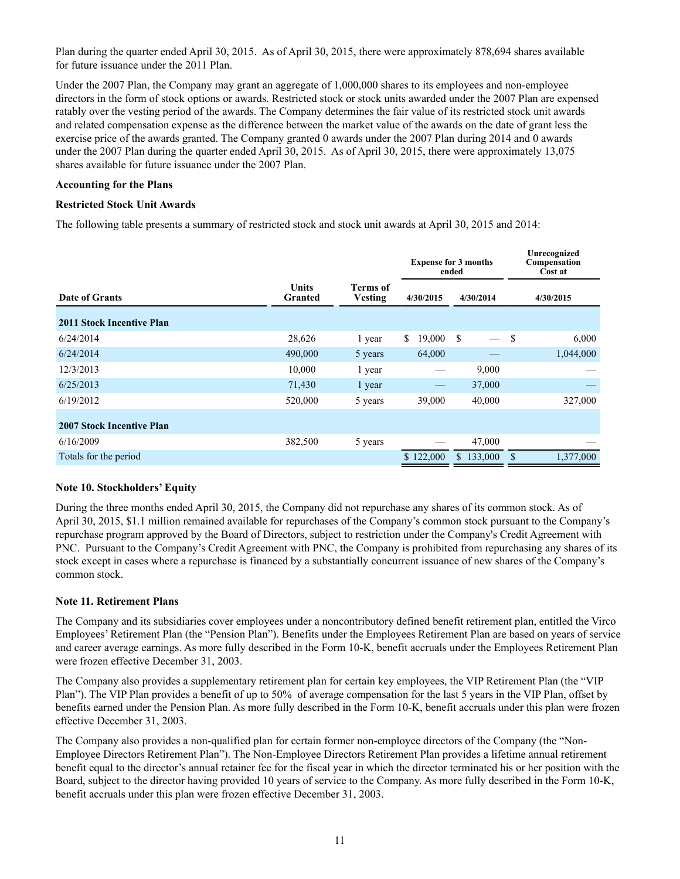Plan during the quarter ended April 30, 2015. As of April 30, 2015, there were approximately 878,694 shares available for future issuance under the 2011 Plan.

Under the 2007 Plan, the Company may grant an aggregate of 1,000,000 shares to its employees and non-employee directors in the form of stock options or awards. Restricted stock or stock units awarded under the 2007 Plan are expensed ratably over the vesting period of the awards. The Company determines the fair value of its restricted stock unit awards and related compensation expense as the difference between the market value of the awards on the date of grant less the exercise price of the awards granted. The Company granted 0 awards under the 2007 Plan during 2014 and 0 awards under the 2007 Plan during the quarter ended April 30, 2015. As of April 30, 2015, there were approximately 13,075 shares available for future issuance under the 2007 Plan.

**Accounting for the Plans**

**Restricted Stock Unit Awards**

The following table presents a summary of restricted stock and stock unit awards at April 30, 2015 and 2014:

| | | | Expense for 3 months ended | | Unrecognized Compensation Cost at |
|---|---|---|---|---|---|
| **Date of Grants** | **Units Granted** | **Terms of Vesting** | **4/30/2015** | **4/30/2014** | **4/30/2015** |
| **2011 Stock Incentive Plan** | | | | | |
| 6/24/2014 | 28,626 | 1 year | $ 19,000 | $ — | $ 6,000 |
| 6/24/2014 | 490,000 | 5 years | 64,000 | — | 1,044,000 |
| 12/3/2013 | 10,000 | 1 year | — | 9,000 | — |
| 6/25/2013 | 71,430 | 1 year | — | 37,000 | — |
| 6/19/2012 | 520,000 | 5 years | 39,000 | 40,000 | 327,000 |
| **2007 Stock Incentive Plan** | | | | | |
| 6/16/2009 | 382,500 | 5 years | — | 47,000 | — |
| Totals for the period | | | $ 122,000 | $ 133,000 | $ 1,377,000 |

**Note 10. Stockholders' Equity**

During the three months ended April 30, 2015, the Company did not repurchase any shares of its common stock. As of April 30, 2015, $1.1 million remained available for repurchases of the Company's common stock pursuant to the Company's repurchase program approved by the Board of Directors, subject to restriction under the Company's Credit Agreement with PNC. Pursuant to the Company's Credit Agreement with PNC, the Company is prohibited from repurchasing any shares of its stock except in cases where a repurchase is financed by a substantially concurrent issuance of new shares of the Company's common stock.

**Note 11. Retirement Plans**

The Company and its subsidiaries cover employees under a noncontributory defined benefit retirement plan, entitled the Virco Employees' Retirement Plan (the "Pension Plan"). Benefits under the Employees Retirement Plan are based on years of service and career average earnings. As more fully described in the Form 10-K, benefit accruals under the Employees Retirement Plan were frozen effective December 31, 2003.

The Company also provides a supplementary retirement plan for certain key employees, the VIP Retirement Plan (the "VIP Plan"). The VIP Plan provides a benefit of up to 50% of average compensation for the last 5 years in the VIP Plan, offset by benefits earned under the Pension Plan. As more fully described in the Form 10-K, benefit accruals under this plan were frozen effective December 31, 2003.

The Company also provides a non-qualified plan for certain former non-employee directors of the Company (the "Non-Employee Directors Retirement Plan"). The Non-Employee Directors Retirement Plan provides a lifetime annual retirement benefit equal to the director's annual retainer fee for the fiscal year in which the director terminated his or her position with the Board, subject to the director having provided 10 years of service to the Company. As more fully described in the Form 10-K, benefit accruals under this plan were frozen effective December 31, 2003.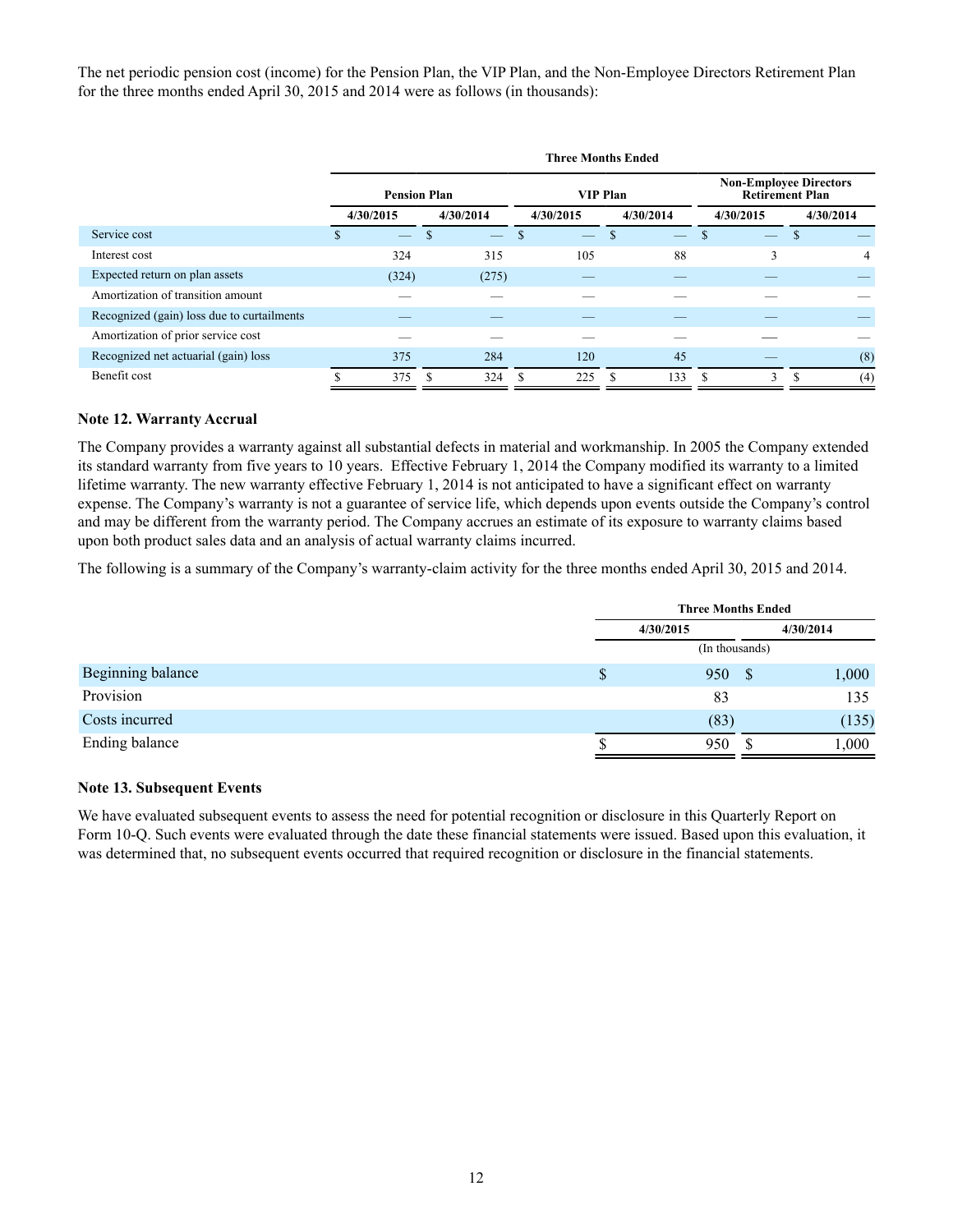The net periodic pension cost (income) for the Pension Plan, the VIP Plan, and the Non-Employee Directors Retirement Plan for the three months ended April 30, 2015 and 2014 were as follows (in thousands):

| | Three Months Ended | | | | | |
|---|---|---|---|---|---|---|
| | Pension Plan | | VIP Plan | | Non-Employee Directors Retirement Plan | |
| | 4/30/2015 | 4/30/2014 | 4/30/2015 | 4/30/2014 | 4/30/2015 | 4/30/2014 |
| Service cost | $ — | $ — | $ — | $ — | $ — | $ — |
| Interest cost | 324 | 315 | 105 | 88 | 3 | 4 |
| Expected return on plan assets | (324) | (275) | — | — | — | — |
| Amortization of transition amount | — | — | — | — | — | — |
| Recognized (gain) loss due to curtailments | — | — | — | — | — | — |
| Amortization of prior service cost | — | — | — | — | — | — |
| Recognized net actuarial (gain) loss | 375 | 284 | 120 | 45 | — | (8) |
| Benefit cost | $ 375 | $ 324 | $ 225 | $ 133 | $ 3 | $ (4) |

**Note 12. Warranty Accrual**

The Company provides a warranty against all substantial defects in material and workmanship. In 2005 the Company extended its standard warranty from five years to 10 years. Effective February 1, 2014 the Company modified its warranty to a limited lifetime warranty. The new warranty effective February 1, 2014 is not anticipated to have a significant effect on warranty expense. The Company's warranty is not a guarantee of service life, which depends upon events outside the Company's control and may be different from the warranty period. The Company accrues an estimate of its exposure to warranty claims based upon both product sales data and an analysis of actual warranty claims incurred.

The following is a summary of the Company's warranty-claim activity for the three months ended April 30, 2015 and 2014.

| | Three Months Ended | |
|---|---|---|
| | 4/30/2015 | 4/30/2014 |
| | (In thousands) | |
| Beginning balance | $ 950 | $ 1,000 |
| Provision | 83 | 135 |
| Costs incurred | (83) | (135) |
| Ending balance | $ 950 | $ 1,000 |

**Note 13. Subsequent Events**

We have evaluated subsequent events to assess the need for potential recognition or disclosure in this Quarterly Report on Form 10-Q. Such events were evaluated through the date these financial statements were issued. Based upon this evaluation, it was determined that, no subsequent events occurred that required recognition or disclosure in the financial statements.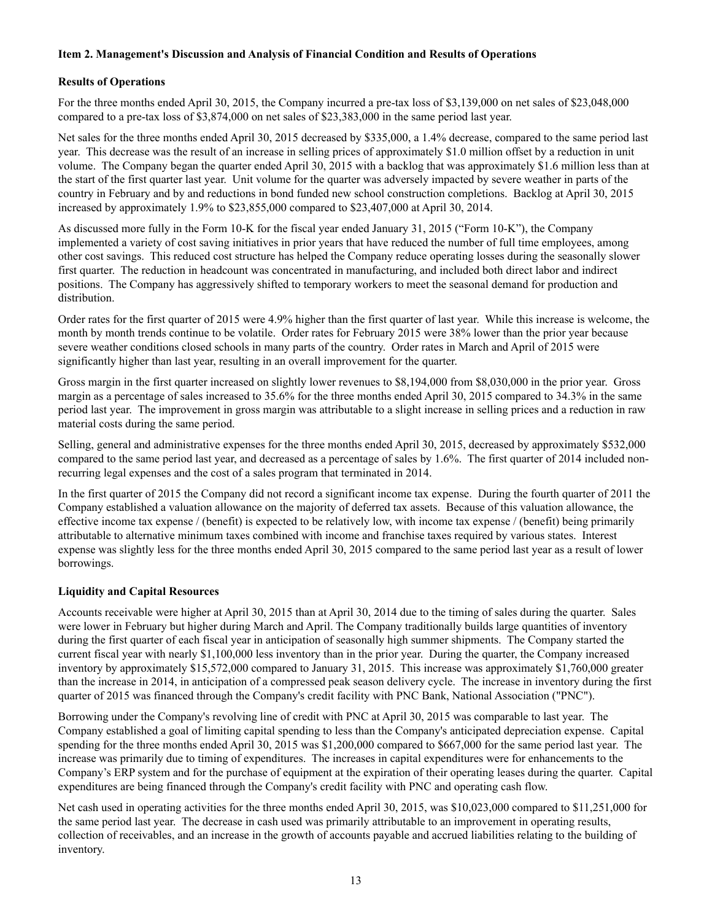### Item 2. Management's Discussion and Analysis of Financial Condition and Results of Operations

### Results of Operations

For the three months ended April 30, 2015, the Company incurred a pre-tax loss of $3,139,000 on net sales of $23,048,000 compared to a pre-tax loss of $3,874,000 on net sales of $23,383,000 in the same period last year.

Net sales for the three months ended April 30, 2015 decreased by $335,000, a 1.4% decrease, compared to the same period last year. This decrease was the result of an increase in selling prices of approximately $1.0 million offset by a reduction in unit volume. The Company began the quarter ended April 30, 2015 with a backlog that was approximately $1.6 million less than at the start of the first quarter last year. Unit volume for the quarter was adversely impacted by severe weather in parts of the country in February and by and reductions in bond funded new school construction completions. Backlog at April 30, 2015 increased by approximately 1.9% to $23,855,000 compared to $23,407,000 at April 30, 2014.

As discussed more fully in the Form 10-K for the fiscal year ended January 31, 2015 ("Form 10-K"), the Company implemented a variety of cost saving initiatives in prior years that have reduced the number of full time employees, among other cost savings. This reduced cost structure has helped the Company reduce operating losses during the seasonally slower first quarter. The reduction in headcount was concentrated in manufacturing, and included both direct labor and indirect positions. The Company has aggressively shifted to temporary workers to meet the seasonal demand for production and distribution.

Order rates for the first quarter of 2015 were 4.9% higher than the first quarter of last year. While this increase is welcome, the month by month trends continue to be volatile. Order rates for February 2015 were 38% lower than the prior year because severe weather conditions closed schools in many parts of the country. Order rates in March and April of 2015 were significantly higher than last year, resulting in an overall improvement for the quarter.

Gross margin in the first quarter increased on slightly lower revenues to $8,194,000 from $8,030,000 in the prior year. Gross margin as a percentage of sales increased to 35.6% for the three months ended April 30, 2015 compared to 34.3% in the same period last year. The improvement in gross margin was attributable to a slight increase in selling prices and a reduction in raw material costs during the same period.

Selling, general and administrative expenses for the three months ended April 30, 2015, decreased by approximately $532,000 compared to the same period last year, and decreased as a percentage of sales by 1.6%. The first quarter of 2014 included non-recurring legal expenses and the cost of a sales program that terminated in 2014.

In the first quarter of 2015 the Company did not record a significant income tax expense. During the fourth quarter of 2011 the Company established a valuation allowance on the majority of deferred tax assets. Because of this valuation allowance, the effective income tax expense / (benefit) is expected to be relatively low, with income tax expense / (benefit) being primarily attributable to alternative minimum taxes combined with income and franchise taxes required by various states. Interest expense was slightly less for the three months ended April 30, 2015 compared to the same period last year as a result of lower borrowings.

### Liquidity and Capital Resources

Accounts receivable were higher at April 30, 2015 than at April 30, 2014 due to the timing of sales during the quarter. Sales were lower in February but higher during March and April. The Company traditionally builds large quantities of inventory during the first quarter of each fiscal year in anticipation of seasonally high summer shipments. The Company started the current fiscal year with nearly $1,100,000 less inventory than in the prior year. During the quarter, the Company increased inventory by approximately $15,572,000 compared to January 31, 2015. This increase was approximately $1,760,000 greater than the increase in 2014, in anticipation of a compressed peak season delivery cycle. The increase in inventory during the first quarter of 2015 was financed through the Company's credit facility with PNC Bank, National Association ("PNC").

Borrowing under the Company's revolving line of credit with PNC at April 30, 2015 was comparable to last year. The Company established a goal of limiting capital spending to less than the Company's anticipated depreciation expense. Capital spending for the three months ended April 30, 2015 was $1,200,000 compared to $667,000 for the same period last year. The increase was primarily due to timing of expenditures. The increases in capital expenditures were for enhancements to the Company's ERP system and for the purchase of equipment at the expiration of their operating leases during the quarter. Capital expenditures are being financed through the Company's credit facility with PNC and operating cash flow.

Net cash used in operating activities for the three months ended April 30, 2015, was $10,023,000 compared to $11,251,000 for the same period last year. The decrease in cash used was primarily attributable to an improvement in operating results, collection of receivables, and an increase in the growth of accounts payable and accrued liabilities relating to the building of inventory.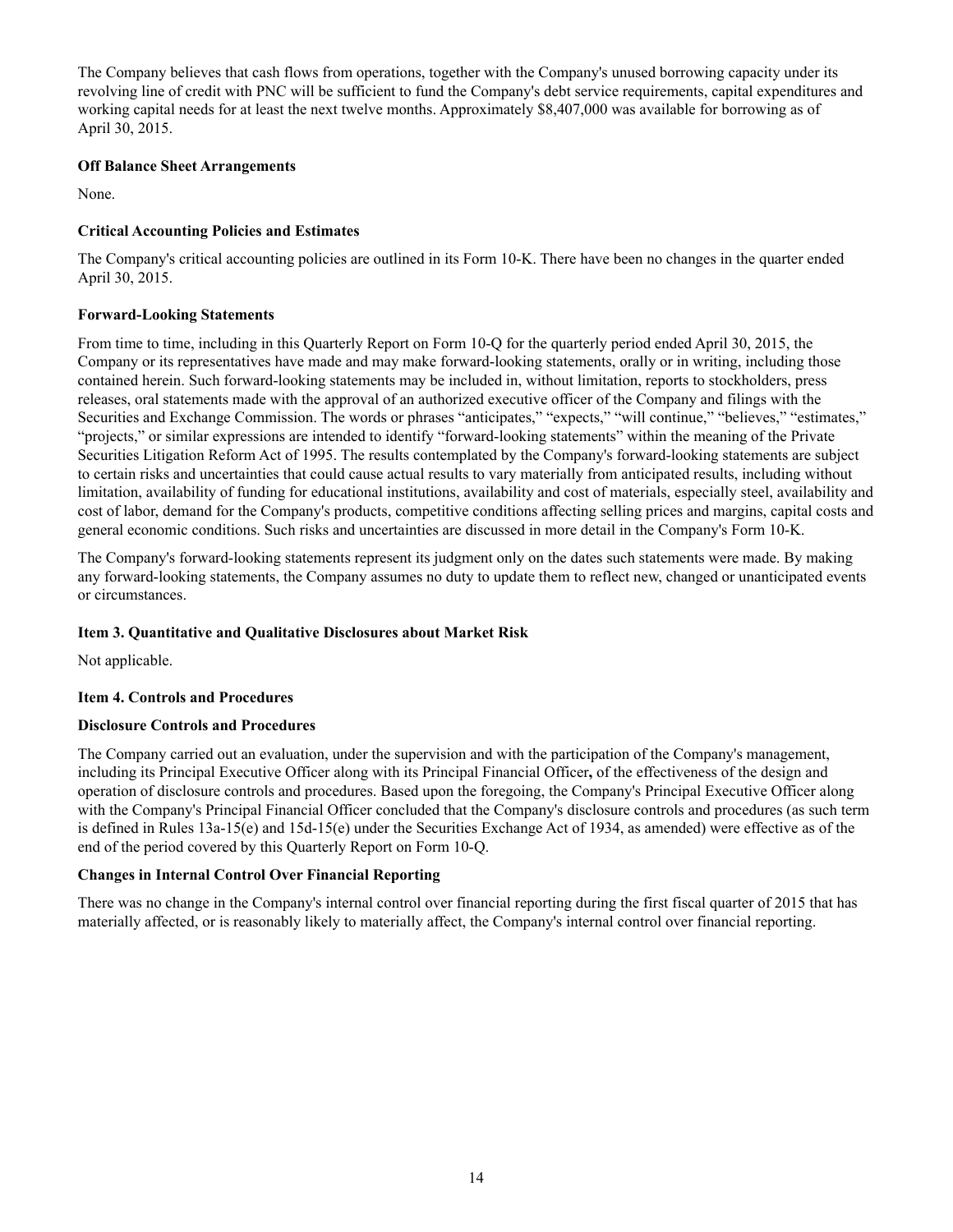The Company believes that cash flows from operations, together with the Company's unused borrowing capacity under its revolving line of credit with PNC will be sufficient to fund the Company's debt service requirements, capital expenditures and working capital needs for at least the next twelve months. Approximately $8,407,000 was available for borrowing as of April 30, 2015.

**Off Balance Sheet Arrangements**

None.

**Critical Accounting Policies and Estimates**

The Company's critical accounting policies are outlined in its Form 10-K. There have been no changes in the quarter ended April 30, 2015.

**Forward-Looking Statements**

From time to time, including in this Quarterly Report on Form 10-Q for the quarterly period ended April 30, 2015, the Company or its representatives have made and may make forward-looking statements, orally or in writing, including those contained herein. Such forward-looking statements may be included in, without limitation, reports to stockholders, press releases, oral statements made with the approval of an authorized executive officer of the Company and filings with the Securities and Exchange Commission. The words or phrases "anticipates," "expects," "will continue," "believes," "estimates," "projects," or similar expressions are intended to identify "forward-looking statements" within the meaning of the Private Securities Litigation Reform Act of 1995. The results contemplated by the Company's forward-looking statements are subject to certain risks and uncertainties that could cause actual results to vary materially from anticipated results, including without limitation, availability of funding for educational institutions, availability and cost of materials, especially steel, availability and cost of labor, demand for the Company's products, competitive conditions affecting selling prices and margins, capital costs and general economic conditions. Such risks and uncertainties are discussed in more detail in the Company's Form 10-K.

The Company's forward-looking statements represent its judgment only on the dates such statements were made. By making any forward-looking statements, the Company assumes no duty to update them to reflect new, changed or unanticipated events or circumstances.

**Item 3. Quantitative and Qualitative Disclosures about Market Risk**

Not applicable.

**Item 4. Controls and Procedures**

**Disclosure Controls and Procedures**

The Company carried out an evaluation, under the supervision and with the participation of the Company's management, including its Principal Executive Officer along with its Principal Financial Officer**,** of the effectiveness of the design and operation of disclosure controls and procedures. Based upon the foregoing, the Company's Principal Executive Officer along with the Company's Principal Financial Officer concluded that the Company's disclosure controls and procedures (as such term is defined in Rules 13a-15(e) and 15d-15(e) under the Securities Exchange Act of 1934, as amended) were effective as of the end of the period covered by this Quarterly Report on Form 10-Q.

**Changes in Internal Control Over Financial Reporting**

There was no change in the Company's internal control over financial reporting during the first fiscal quarter of 2015 that has materially affected, or is reasonably likely to materially affect, the Company's internal control over financial reporting.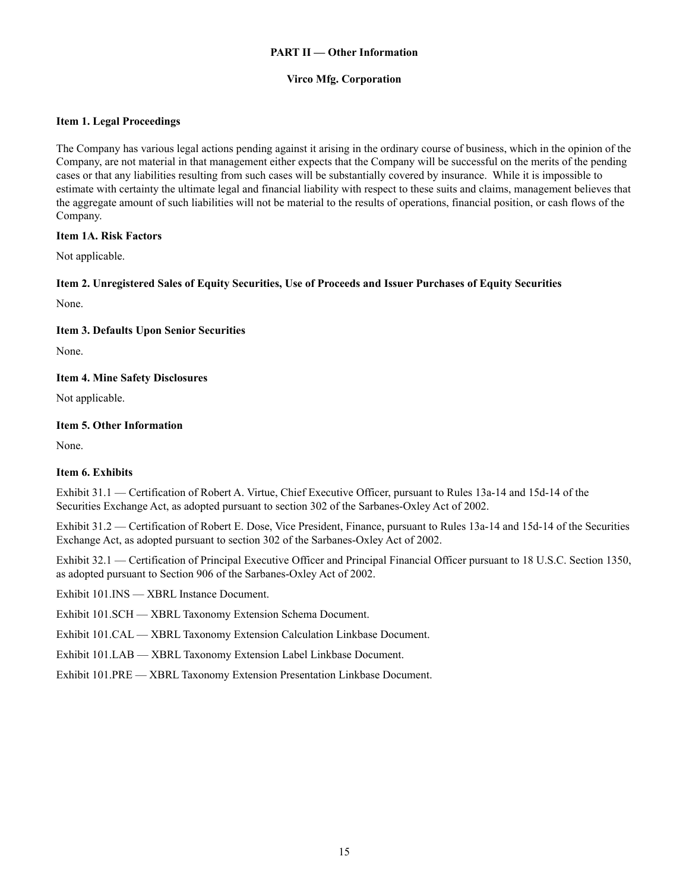**PART II — Other Information**

**Virco Mfg. Corporation**

### Item 1. Legal Proceedings

The Company has various legal actions pending against it arising in the ordinary course of business, which in the opinion of the Company, are not material in that management either expects that the Company will be successful on the merits of the pending cases or that any liabilities resulting from such cases will be substantially covered by insurance. While it is impossible to estimate with certainty the ultimate legal and financial liability with respect to these suits and claims, management believes that the aggregate amount of such liabilities will not be material to the results of operations, financial position, or cash flows of the Company.

### Item 1A. Risk Factors

Not applicable.

### Item 2. Unregistered Sales of Equity Securities, Use of Proceeds and Issuer Purchases of Equity Securities

None.

### Item 3. Defaults Upon Senior Securities

None.

### Item 4. Mine Safety Disclosures

Not applicable.

### Item 5. Other Information

None.

### Item 6. Exhibits

Exhibit 31.1 — Certification of Robert A. Virtue, Chief Executive Officer, pursuant to Rules 13a-14 and 15d-14 of the Securities Exchange Act, as adopted pursuant to section 302 of the Sarbanes-Oxley Act of 2002.

Exhibit 31.2 — Certification of Robert E. Dose, Vice President, Finance, pursuant to Rules 13a-14 and 15d-14 of the Securities Exchange Act, as adopted pursuant to section 302 of the Sarbanes-Oxley Act of 2002.

Exhibit 32.1 — Certification of Principal Executive Officer and Principal Financial Officer pursuant to 18 U.S.C. Section 1350, as adopted pursuant to Section 906 of the Sarbanes-Oxley Act of 2002.

Exhibit 101.INS — XBRL Instance Document.

Exhibit 101.SCH — XBRL Taxonomy Extension Schema Document.

Exhibit 101.CAL — XBRL Taxonomy Extension Calculation Linkbase Document.

Exhibit 101.LAB — XBRL Taxonomy Extension Label Linkbase Document.

Exhibit 101.PRE — XBRL Taxonomy Extension Presentation Linkbase Document.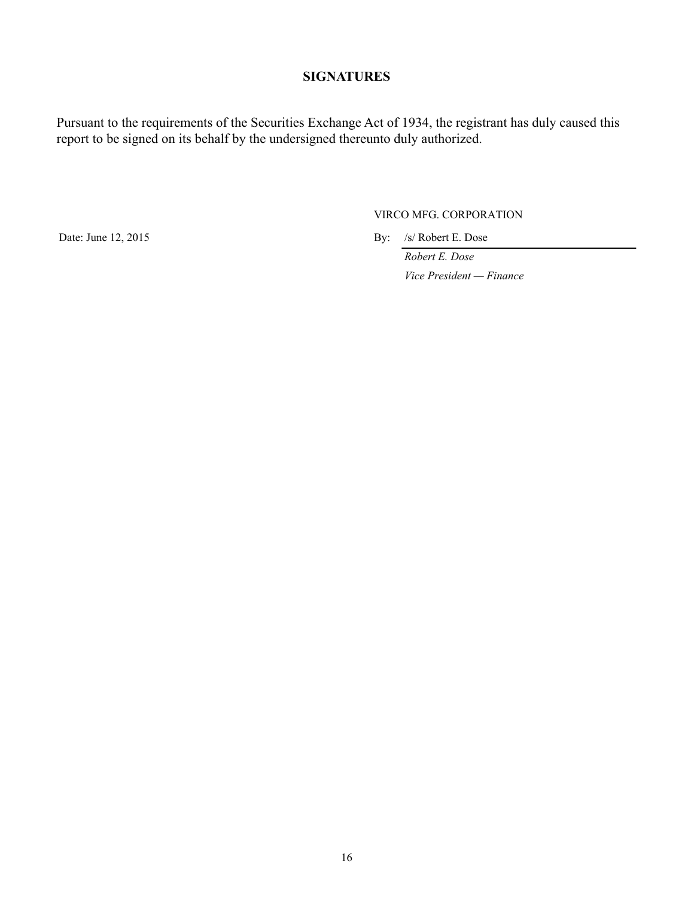## SIGNATURES

Pursuant to the requirements of the Securities Exchange Act of 1934, the registrant has duly caused this report to be signed on its behalf by the undersigned thereunto duly authorized.

VIRCO MFG. CORPORATION

Date: June 12, 2015

By: /s/ Robert E. Dose

*Robert E. Dose*

*Vice President — Finance*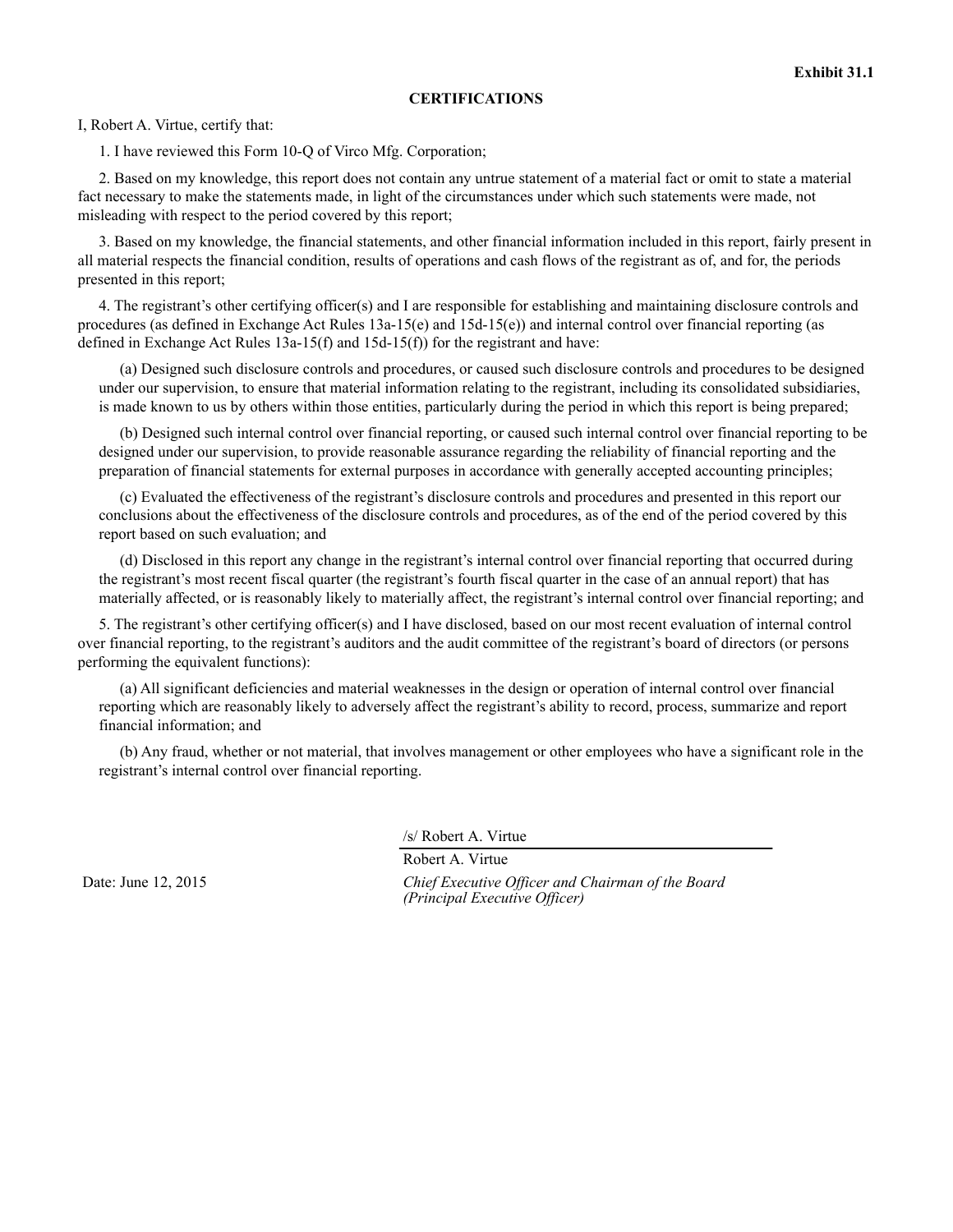**Exhibit 31.1**

**CERTIFICATIONS**

I, Robert A. Virtue, certify that:

1. I have reviewed this Form 10-Q of Virco Mfg. Corporation;

2. Based on my knowledge, this report does not contain any untrue statement of a material fact or omit to state a material fact necessary to make the statements made, in light of the circumstances under which such statements were made, not misleading with respect to the period covered by this report;

3. Based on my knowledge, the financial statements, and other financial information included in this report, fairly present in all material respects the financial condition, results of operations and cash flows of the registrant as of, and for, the periods presented in this report;

4. The registrant's other certifying officer(s) and I are responsible for establishing and maintaining disclosure controls and procedures (as defined in Exchange Act Rules 13a-15(e) and 15d-15(e)) and internal control over financial reporting (as defined in Exchange Act Rules 13a-15(f) and 15d-15(f)) for the registrant and have:

(a) Designed such disclosure controls and procedures, or caused such disclosure controls and procedures to be designed under our supervision, to ensure that material information relating to the registrant, including its consolidated subsidiaries, is made known to us by others within those entities, particularly during the period in which this report is being prepared;

(b) Designed such internal control over financial reporting, or caused such internal control over financial reporting to be designed under our supervision, to provide reasonable assurance regarding the reliability of financial reporting and the preparation of financial statements for external purposes in accordance with generally accepted accounting principles;

(c) Evaluated the effectiveness of the registrant's disclosure controls and procedures and presented in this report our conclusions about the effectiveness of the disclosure controls and procedures, as of the end of the period covered by this report based on such evaluation; and

(d) Disclosed in this report any change in the registrant's internal control over financial reporting that occurred during the registrant's most recent fiscal quarter (the registrant's fourth fiscal quarter in the case of an annual report) that has materially affected, or is reasonably likely to materially affect, the registrant's internal control over financial reporting; and

5. The registrant's other certifying officer(s) and I have disclosed, based on our most recent evaluation of internal control over financial reporting, to the registrant's auditors and the audit committee of the registrant's board of directors (or persons performing the equivalent functions):

(a) All significant deficiencies and material weaknesses in the design or operation of internal control over financial reporting which are reasonably likely to adversely affect the registrant's ability to record, process, summarize and report financial information; and

(b) Any fraud, whether or not material, that involves management or other employees who have a significant role in the registrant's internal control over financial reporting.

/s/ Robert A. Virtue

Robert A. Virtue

Date: June 12, 2015

*Chief Executive Officer and Chairman of the Board*
*(Principal Executive Officer)*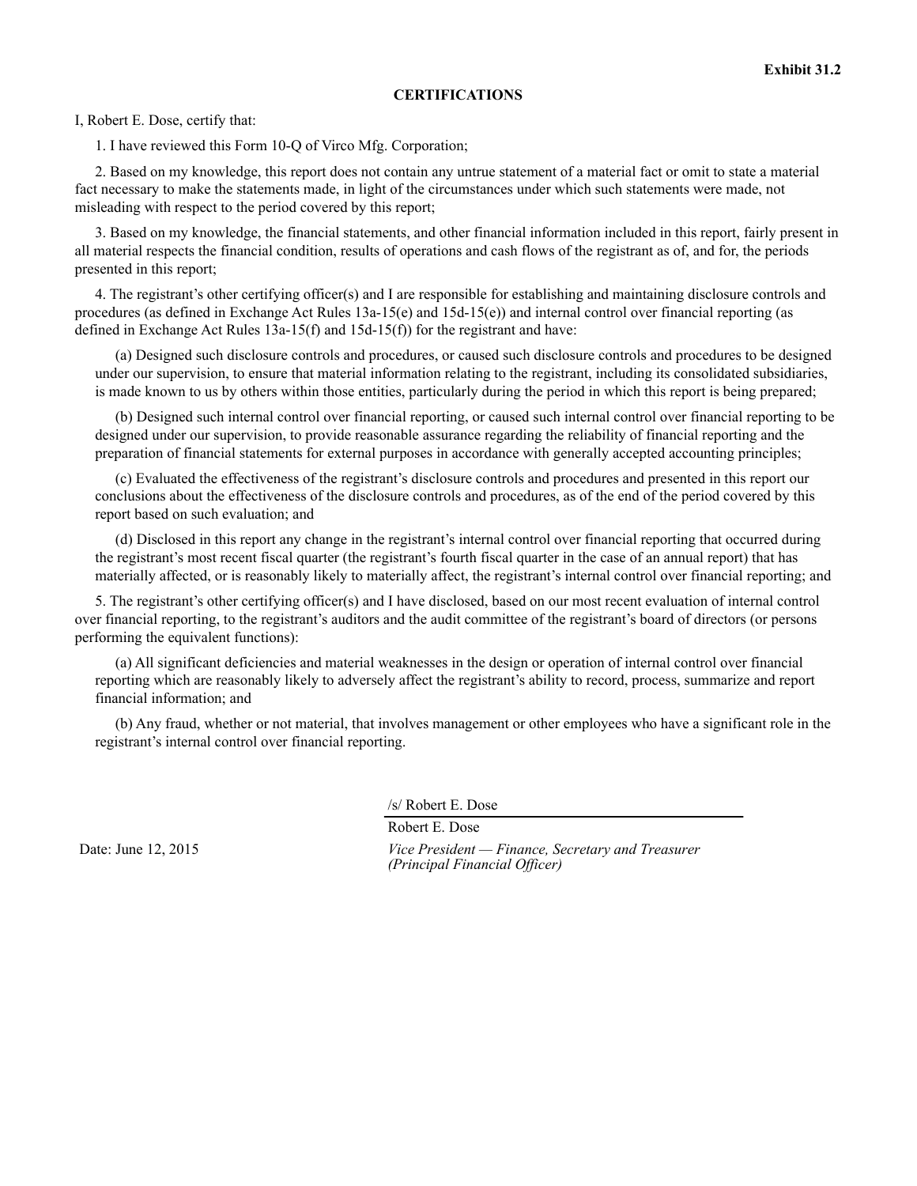**Exhibit 31.2**

**CERTIFICATIONS**

I, Robert E. Dose, certify that:

1. I have reviewed this Form 10-Q of Virco Mfg. Corporation;

2. Based on my knowledge, this report does not contain any untrue statement of a material fact or omit to state a material fact necessary to make the statements made, in light of the circumstances under which such statements were made, not misleading with respect to the period covered by this report;

3. Based on my knowledge, the financial statements, and other financial information included in this report, fairly present in all material respects the financial condition, results of operations and cash flows of the registrant as of, and for, the periods presented in this report;

4. The registrant's other certifying officer(s) and I are responsible for establishing and maintaining disclosure controls and procedures (as defined in Exchange Act Rules 13a-15(e) and 15d-15(e)) and internal control over financial reporting (as defined in Exchange Act Rules 13a-15(f) and 15d-15(f)) for the registrant and have:

(a) Designed such disclosure controls and procedures, or caused such disclosure controls and procedures to be designed under our supervision, to ensure that material information relating to the registrant, including its consolidated subsidiaries, is made known to us by others within those entities, particularly during the period in which this report is being prepared;

(b) Designed such internal control over financial reporting, or caused such internal control over financial reporting to be designed under our supervision, to provide reasonable assurance regarding the reliability of financial reporting and the preparation of financial statements for external purposes in accordance with generally accepted accounting principles;

(c) Evaluated the effectiveness of the registrant's disclosure controls and procedures and presented in this report our conclusions about the effectiveness of the disclosure controls and procedures, as of the end of the period covered by this report based on such evaluation; and

(d) Disclosed in this report any change in the registrant's internal control over financial reporting that occurred during the registrant's most recent fiscal quarter (the registrant's fourth fiscal quarter in the case of an annual report) that has materially affected, or is reasonably likely to materially affect, the registrant's internal control over financial reporting; and

5. The registrant's other certifying officer(s) and I have disclosed, based on our most recent evaluation of internal control over financial reporting, to the registrant's auditors and the audit committee of the registrant's board of directors (or persons performing the equivalent functions):

(a) All significant deficiencies and material weaknesses in the design or operation of internal control over financial reporting which are reasonably likely to adversely affect the registrant's ability to record, process, summarize and report financial information; and

(b) Any fraud, whether or not material, that involves management or other employees who have a significant role in the registrant's internal control over financial reporting.

/s/ Robert E. Dose

Robert E. Dose

*Vice President — Finance, Secretary and Treasurer*
*(Principal Financial Officer)*

Date: June 12, 2015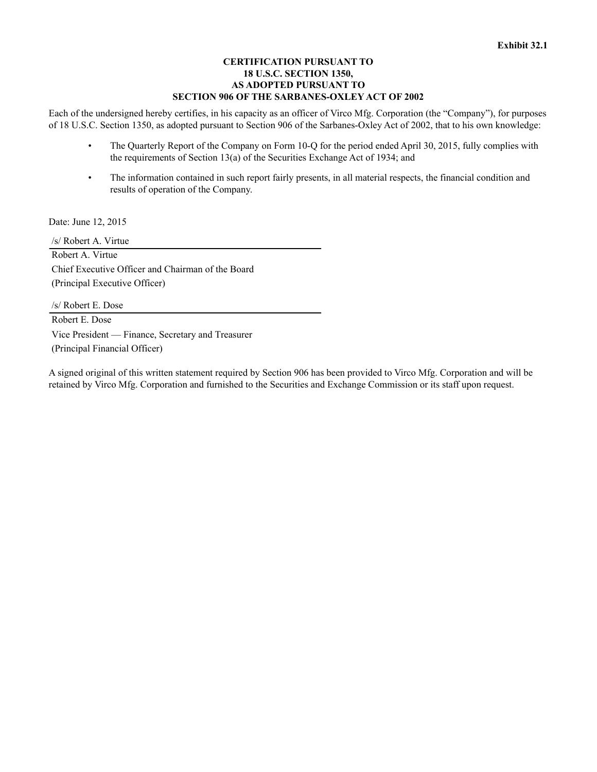**Exhibit 32.1**

**CERTIFICATION PURSUANT TO**
**18 U.S.C. SECTION 1350,**
**AS ADOPTED PURSUANT TO**
**SECTION 906 OF THE SARBANES-OXLEY ACT OF 2002**

Each of the undersigned hereby certifies, in his capacity as an officer of Virco Mfg. Corporation (the "Company"), for purposes of 18 U.S.C. Section 1350, as adopted pursuant to Section 906 of the Sarbanes-Oxley Act of 2002, that to his own knowledge:

- The Quarterly Report of the Company on Form 10-Q for the period ended April 30, 2015, fully complies with the requirements of Section 13(a) of the Securities Exchange Act of 1934; and
- The information contained in such report fairly presents, in all material respects, the financial condition and results of operation of the Company.

Date: June 12, 2015

/s/ Robert A. Virtue

Robert A. Virtue
Chief Executive Officer and Chairman of the Board
(Principal Executive Officer)

/s/ Robert E. Dose

Robert E. Dose
Vice President — Finance, Secretary and Treasurer
(Principal Financial Officer)

A signed original of this written statement required by Section 906 has been provided to Virco Mfg. Corporation and will be retained by Virco Mfg. Corporation and furnished to the Securities and Exchange Commission or its staff upon request.